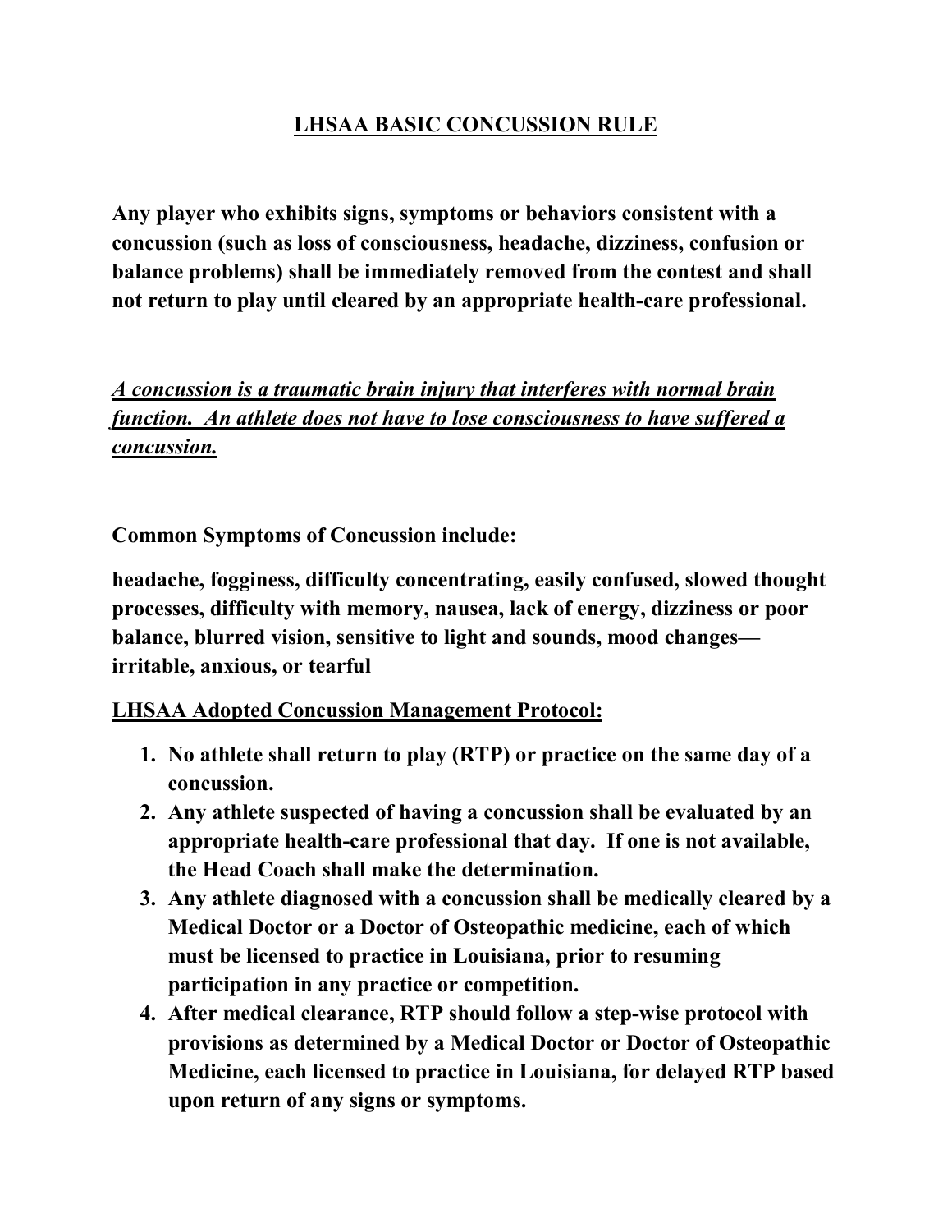# LHSAA BASIC CONCUSSION RULE

**Any player who exhibits signs, symptoms or behaviors consistent with a concussion (such as loss of consciousness, headache, dizziness, confusion or balance problems) shall be immediately removed from the contest and shall not return to play until cleared by an appropriate health-care professional.**

***A concussion is a traumatic brain injury that interferes with normal brain function. An athlete does not have to lose consciousness to have suffered a concussion.***

**Common Symptoms of Concussion include:**

**headache, fogginess, difficulty concentrating, easily confused, slowed thought processes, difficulty with memory, nausea, lack of energy, dizziness or poor balance, blurred vision, sensitive to light and sounds, mood changes—irritable, anxious, or tearful**

## LHSAA Adopted Concussion Management Protocol:

1. **No athlete shall return to play (RTP) or practice on the same day of a concussion.**
2. **Any athlete suspected of having a concussion shall be evaluated by an appropriate health-care professional that day. If one is not available, the Head Coach shall make the determination.**
3. **Any athlete diagnosed with a concussion shall be medically cleared by a Medical Doctor or a Doctor of Osteopathic medicine, each of which must be licensed to practice in Louisiana, prior to resuming participation in any practice or competition.**
4. **After medical clearance, RTP should follow a step-wise protocol with provisions as determined by a Medical Doctor or Doctor of Osteopathic Medicine, each licensed to practice in Louisiana, for delayed RTP based upon return of any signs or symptoms.**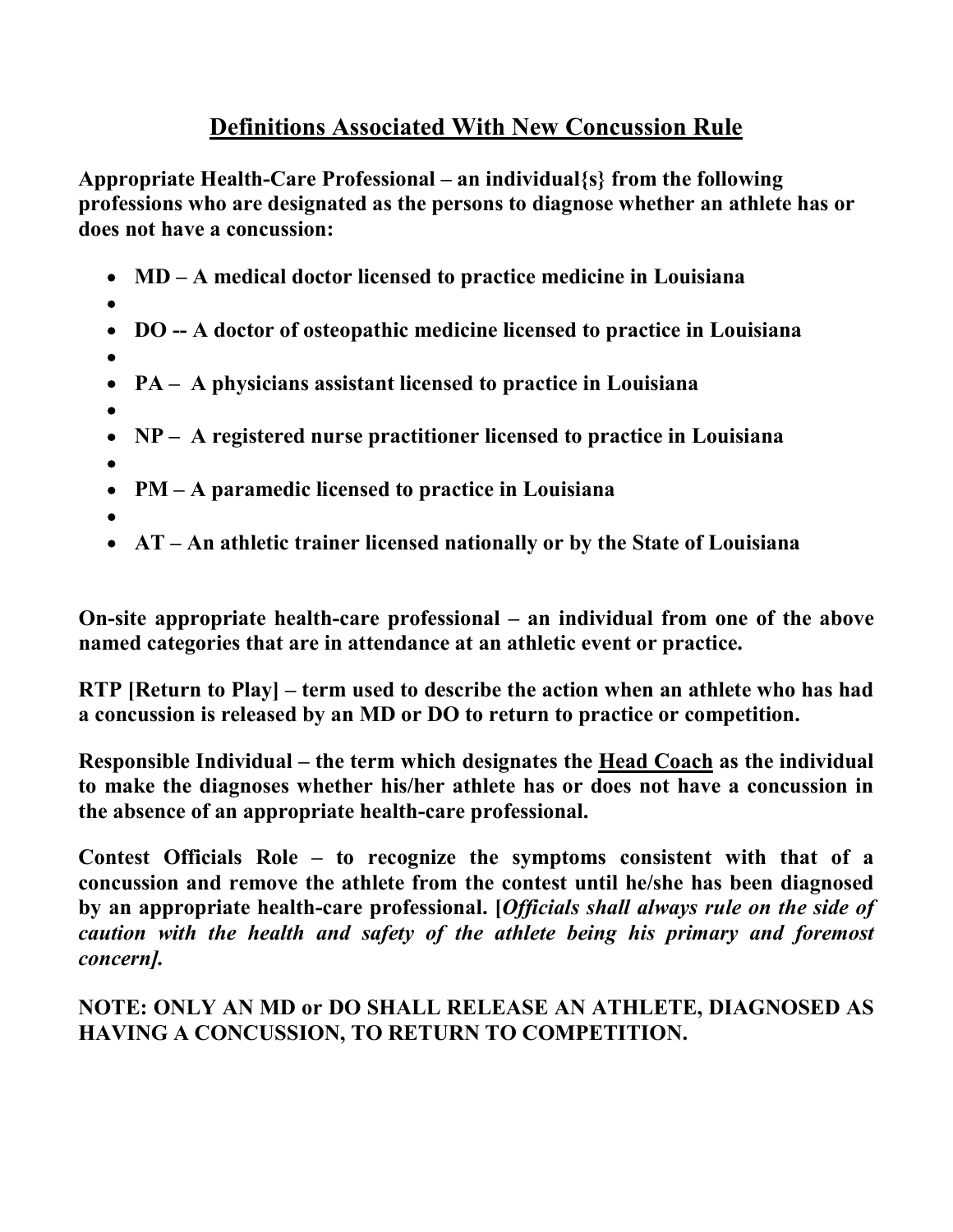## Definitions Associated With New Concussion Rule

**Appropriate Health-Care Professional – an individual{s} from the following professions who are designated as the persons to diagnose whether an athlete has or does not have a concussion:**

- **MD – A medical doctor licensed to practice medicine in Louisiana**
- **DO -- A doctor of osteopathic medicine licensed to practice in Louisiana**
- **PA – A physicians assistant licensed to practice in Louisiana**
- **NP – A registered nurse practitioner licensed to practice in Louisiana**
- **PM – A paramedic licensed to practice in Louisiana**
- **AT – An athletic trainer licensed nationally or by the State of Louisiana**

**On-site appropriate health-care professional – an individual from one of the above named categories that are in attendance at an athletic event or practice.**

**RTP [Return to Play] – term used to describe the action when an athlete who has had a concussion is released by an MD or DO to return to practice or competition.**

**Responsible Individual – the term which designates the <u>Head Coach</u> as the individual to make the diagnoses whether his/her athlete has or does not have a concussion in the absence of an appropriate health-care professional.**

**Contest Officials Role – to recognize the symptoms consistent with that of a concussion and remove the athlete from the contest until he/she has been diagnosed by an appropriate health-care professional. [*Officials shall always rule on the side of caution with the health and safety of the athlete being his primary and foremost concern].***

**NOTE: ONLY AN MD or DO SHALL RELEASE AN ATHLETE, DIAGNOSED AS HAVING A CONCUSSION, TO RETURN TO COMPETITION.**